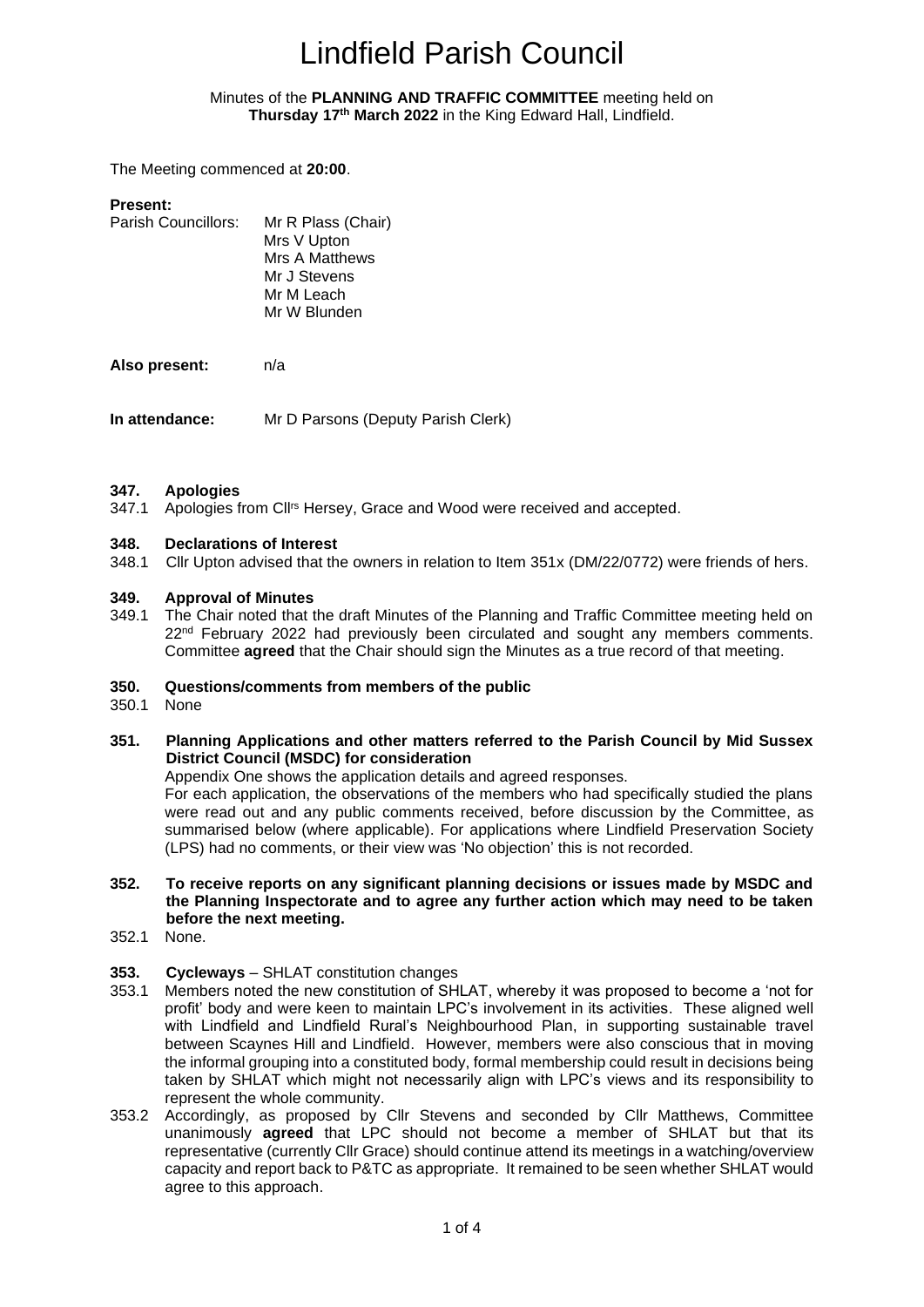# Lindfield Parish Council

Minutes of the **PLANNING AND TRAFFIC COMMITTEE** meeting held on **Thursday 17th March 2022** in the King Edward Hall, Lindfield.

The Meeting commenced at **20:00**.

**Present:**

Parish Councillors: Mr R Plass (Chair)
Mrs V Upton
Mrs A Matthews
Mr J Stevens
Mr M Leach
Mr W Blunden

**Also present:** n/a

**In attendance:** Mr D Parsons (Deputy Parish Clerk)

**347. Apologies**

347.1 Apologies from Cllrs Hersey, Grace and Wood were received and accepted.

**348. Declarations of Interest**

348.1 Cllr Upton advised that the owners in relation to Item 351x (DM/22/0772) were friends of hers.

**349. Approval of Minutes**

349.1 The Chair noted that the draft Minutes of the Planning and Traffic Committee meeting held on 22nd February 2022 had previously been circulated and sought any members comments. Committee **agreed** that the Chair should sign the Minutes as a true record of that meeting.

**350. Questions/comments from members of the public**

350.1 None

**351. Planning Applications and other matters referred to the Parish Council by Mid Sussex District Council (MSDC) for consideration**

Appendix One shows the application details and agreed responses.

For each application, the observations of the members who had specifically studied the plans were read out and any public comments received, before discussion by the Committee, as summarised below (where applicable). For applications where Lindfield Preservation Society (LPS) had no comments, or their view was 'No objection' this is not recorded.

**352. To receive reports on any significant planning decisions or issues made by MSDC and the Planning Inspectorate and to agree any further action which may need to be taken before the next meeting.**

352.1 None.

**353. Cycleways** – SHLAT constitution changes

353.1 Members noted the new constitution of SHLAT, whereby it was proposed to become a 'not for profit' body and were keen to maintain LPC's involvement in its activities. These aligned well with Lindfield and Lindfield Rural's Neighbourhood Plan, in supporting sustainable travel between Scaynes Hill and Lindfield. However, members were also conscious that in moving the informal grouping into a constituted body, formal membership could result in decisions being taken by SHLAT which might not necessarily align with LPC's views and its responsibility to represent the whole community.

353.2 Accordingly, as proposed by Cllr Stevens and seconded by Cllr Matthews, Committee unanimously **agreed** that LPC should not become a member of SHLAT but that its representative (currently Cllr Grace) should continue attend its meetings in a watching/overview capacity and report back to P&TC as appropriate. It remained to be seen whether SHLAT would agree to this approach.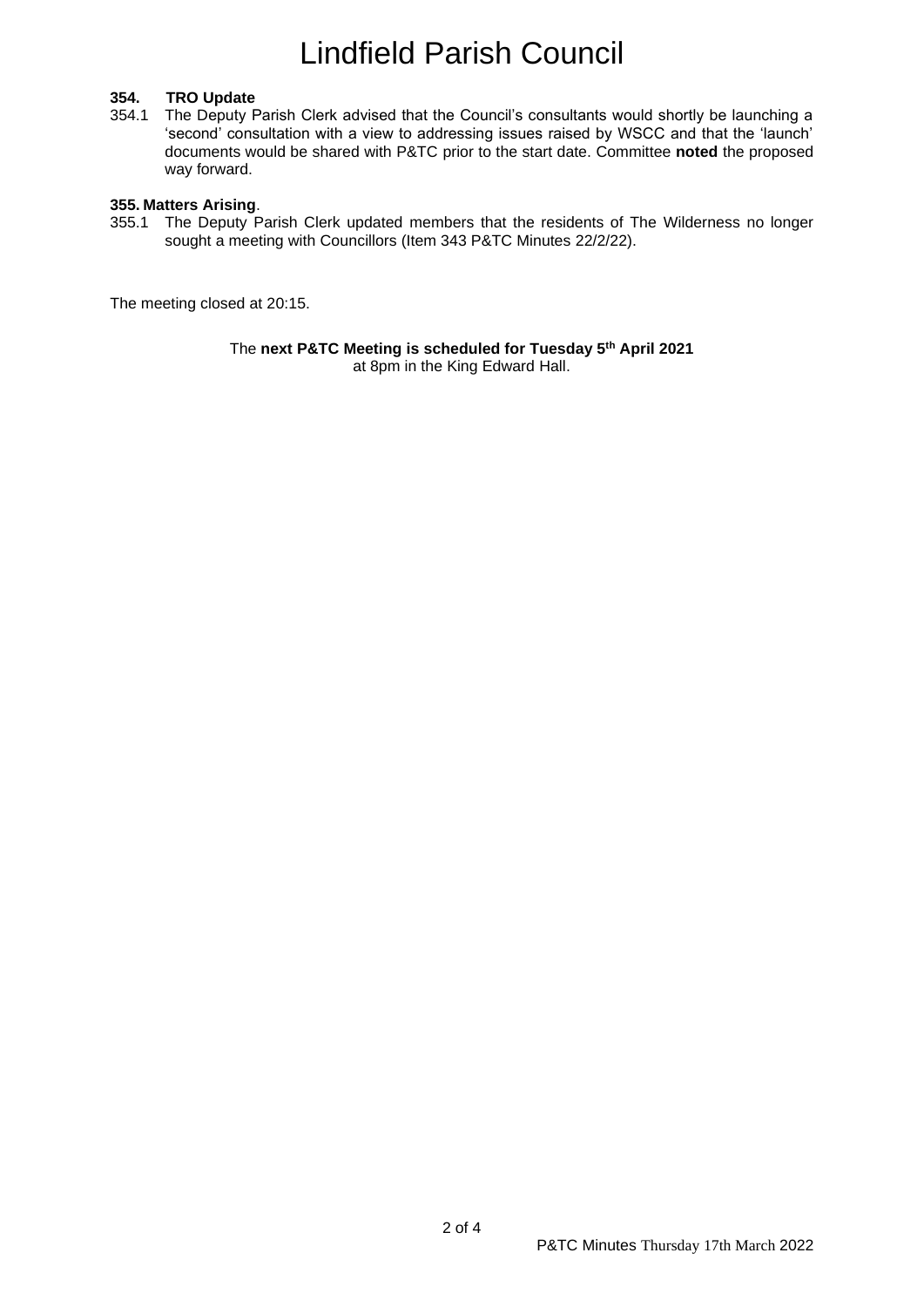**354. TRO Update**

354.1 The Deputy Parish Clerk advised that the Council's consultants would shortly be launching a 'second' consultation with a view to addressing issues raised by WSCC and that the 'launch' documents would be shared with P&TC prior to the start date. Committee **noted** the proposed way forward.

**355. Matters Arising**.

355.1 The Deputy Parish Clerk updated members that the residents of The Wilderness no longer sought a meeting with Councillors (Item 343 P&TC Minutes 22/2/22).

The meeting closed at 20:15.

The **next P&TC Meeting is scheduled for Tuesday 5th April 2021** at 8pm in the King Edward Hall.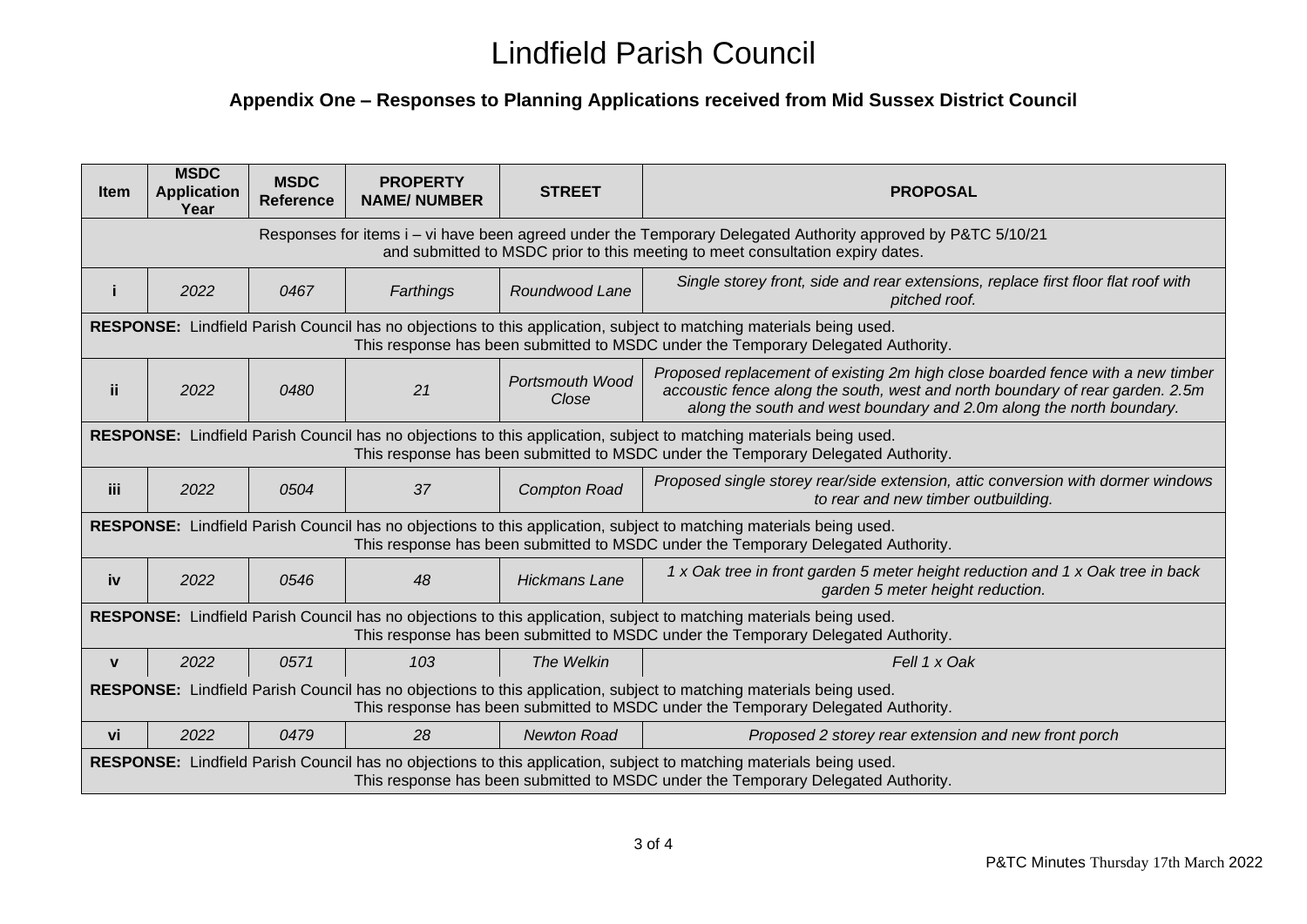# Lindfield Parish Council

## Appendix One – Responses to Planning Applications received from Mid Sussex District Council

| Item | MSDC Application Year | MSDC Reference | PROPERTY NAME/ NUMBER | STREET | PROPOSAL |
|---|---|---|---|---|---|
| Responses for items i – vi have been agreed under the Temporary Delegated Authority approved by P&TC 5/10/21 and submitted to MSDC prior to this meeting to meet consultation expiry dates. | | | | | |
| **i** | *2022* | *0467* | *Farthings* | *Roundwood Lane* | *Single storey front, side and rear extensions, replace first floor flat roof with pitched roof.* |
| **RESPONSE:** Lindfield Parish Council has no objections to this application, subject to matching materials being used. This response has been submitted to MSDC under the Temporary Delegated Authority. | | | | | |
| **ii** | *2022* | *0480* | *21* | *Portsmouth Wood Close* | *Proposed replacement of existing 2m high close boarded fence with a new timber accoustic fence along the south, west and north boundary of rear garden. 2.5m along the south and west boundary and 2.0m along the north boundary.* |
| **RESPONSE:** Lindfield Parish Council has no objections to this application, subject to matching materials being used. This response has been submitted to MSDC under the Temporary Delegated Authority. | | | | | |
| **iii** | *2022* | *0504* | *37* | *Compton Road* | *Proposed single storey rear/side extension, attic conversion with dormer windows to rear and new timber outbuilding.* |
| **RESPONSE:** Lindfield Parish Council has no objections to this application, subject to matching materials being used. This response has been submitted to MSDC under the Temporary Delegated Authority. | | | | | |
| **iv** | *2022* | *0546* | *48* | *Hickmans Lane* | *1 x Oak tree in front garden 5 meter height reduction and 1 x Oak tree in back garden 5 meter height reduction.* |
| **RESPONSE:** Lindfield Parish Council has no objections to this application, subject to matching materials being used. This response has been submitted to MSDC under the Temporary Delegated Authority. | | | | | |
| **v** | *2022* | *0571* | *103* | *The Welkin* | *Fell 1 x Oak* |
| **RESPONSE:** Lindfield Parish Council has no objections to this application, subject to matching materials being used. This response has been submitted to MSDC under the Temporary Delegated Authority. | | | | | |
| **vi** | *2022* | *0479* | *28* | *Newton Road* | *Proposed 2 storey rear extension and new front porch* |
| **RESPONSE:** Lindfield Parish Council has no objections to this application, subject to matching materials being used. This response has been submitted to MSDC under the Temporary Delegated Authority. | | | | | |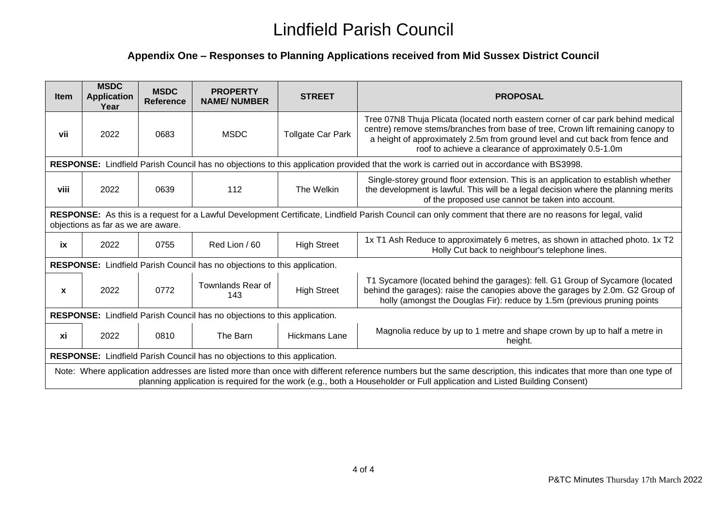# Lindfield Parish Council

## Appendix One – Responses to Planning Applications received from Mid Sussex District Council

| Item | MSDC Application Year | MSDC Reference | PROPERTY NAME/ NUMBER | STREET | PROPOSAL |
|---|---|---|---|---|---|
| vii | 2022 | 0683 | MSDC | Tollgate Car Park | Tree 07N8 Thuja Plicata (located north eastern corner of car park behind medical centre) remove stems/branches from base of tree, Crown lift remaining canopy to a height of approximately 2.5m from ground level and cut back from fence and roof to achieve a clearance of approximately 0.5-1.0m |
| **RESPONSE:** Lindfield Parish Council has no objections to this application provided that the work is carried out in accordance with BS3998. | | | | | |
| viii | 2022 | 0639 | 112 | The Welkin | Single-storey ground floor extension. This is an application to establish whether the development is lawful. This will be a legal decision where the planning merits of the proposed use cannot be taken into account. |
| **RESPONSE:** As this is a request for a Lawful Development Certificate, Lindfield Parish Council can only comment that there are no reasons for legal, valid objections as far as we are aware. | | | | | |
| ix | 2022 | 0755 | Red Lion / 60 | High Street | 1x T1 Ash Reduce to approximately 6 metres, as shown in attached photo. 1x T2 Holly Cut back to neighbour's telephone lines. |
| **RESPONSE:** Lindfield Parish Council has no objections to this application. | | | | | |
| x | 2022 | 0772 | Townlands Rear of 143 | High Street | T1 Sycamore (located behind the garages): fell. G1 Group of Sycamore (located behind the garages): raise the canopies above the garages by 2.0m. G2 Group of holly (amongst the Douglas Fir): reduce by 1.5m (previous pruning points |
| **RESPONSE:** Lindfield Parish Council has no objections to this application. | | | | | |
| xi | 2022 | 0810 | The Barn | Hickmans Lane | Magnolia reduce by up to 1 metre and shape crown by up to half a metre in height. |
| **RESPONSE:** Lindfield Parish Council has no objections to this application. | | | | | |
| Note: Where application addresses are listed more than once with different reference numbers but the same description, this indicates that more than one type of planning application is required for the work (e.g., both a Householder or Full application and Listed Building Consent) | | | | | |

P&TC Minutes Thursday 17th March 2022